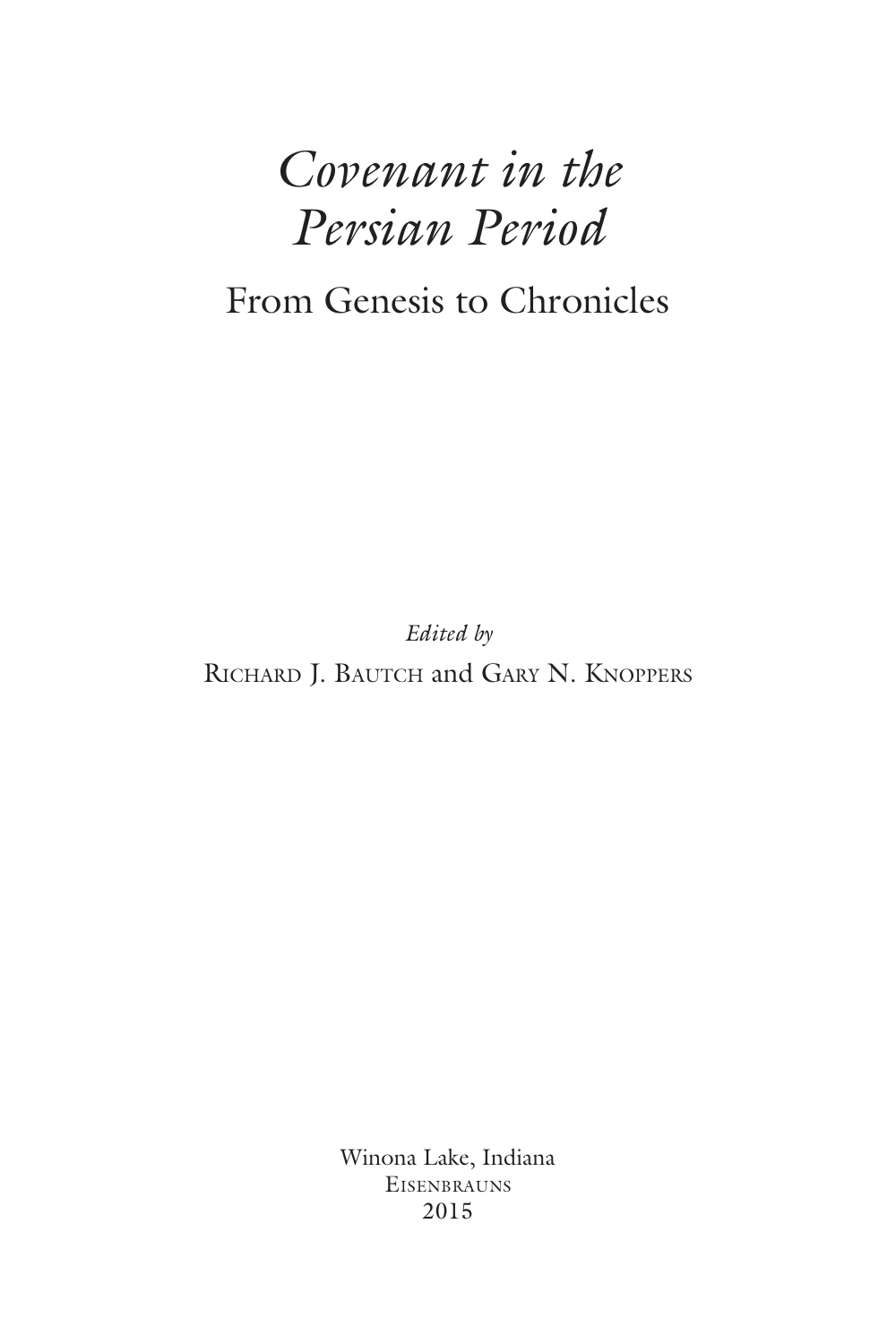# *Covenant in the Persian Period*

## From Genesis to Chronicles

*Edited by*

Richard J. Bautch and Gary N. Knoppers

Winona Lake, Indiana
Eisenbrauns
2015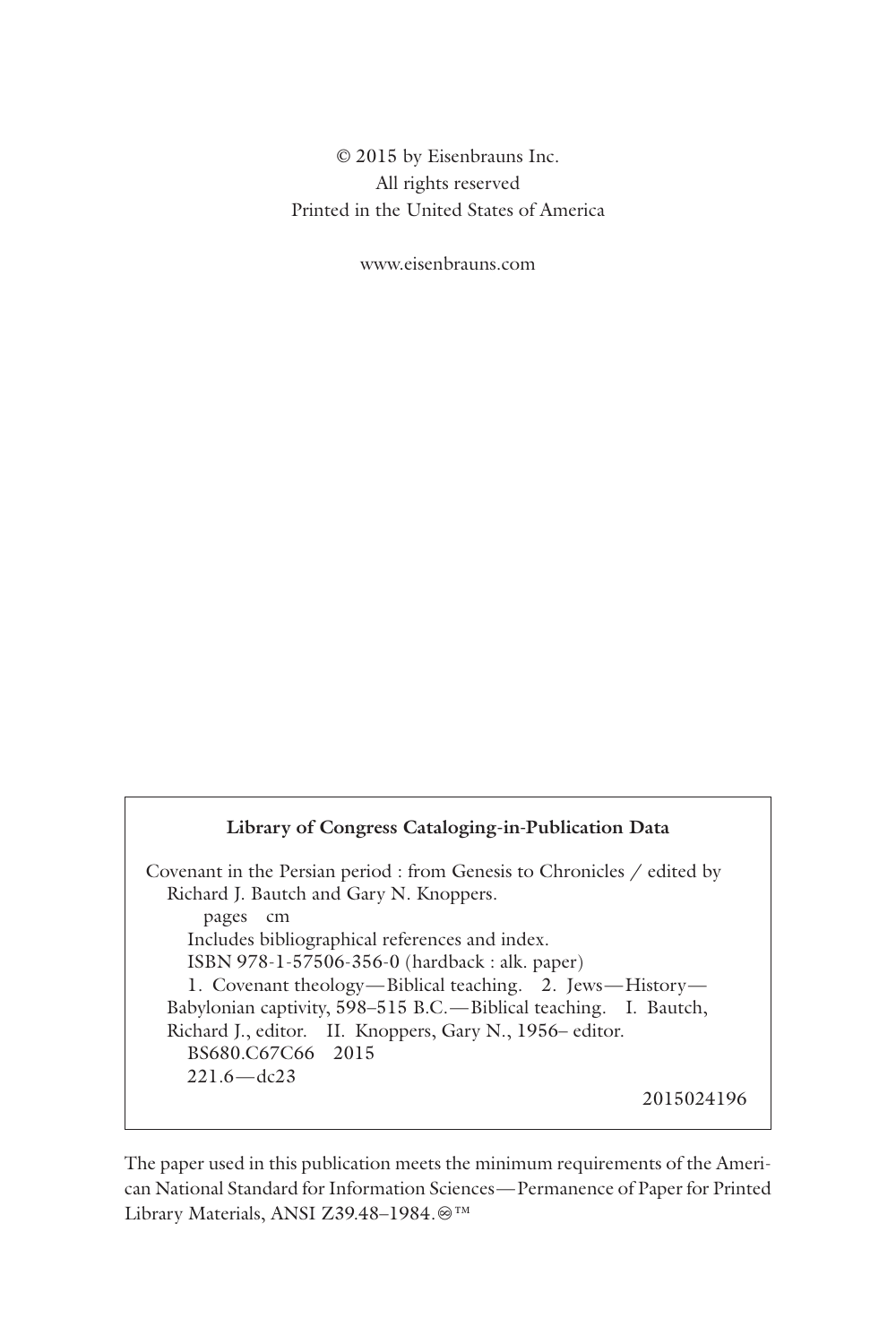© 2015 by Eisenbrauns Inc.
All rights reserved
Printed in the United States of America

www.eisenbrauns.com

**Library of Congress Cataloging-in-Publication Data**

Covenant in the Persian period : from Genesis to Chronicles / edited by Richard J. Bautch and Gary N. Knoppers.
pages cm
Includes bibliographical references and index.
ISBN 978-1-57506-356-0 (hardback : alk. paper)
1. Covenant theology—Biblical teaching. 2. Jews—History—Babylonian captivity, 598–515 B.C.—Biblical teaching. I. Bautch, Richard J., editor. II. Knoppers, Gary N., 1956– editor.
BS680.C67C66 2015
221.6—dc23
2015024196

The paper used in this publication meets the minimum requirements of the American National Standard for Information Sciences—Permanence of Paper for Printed Library Materials, ANSI Z39.48–1984. ♾™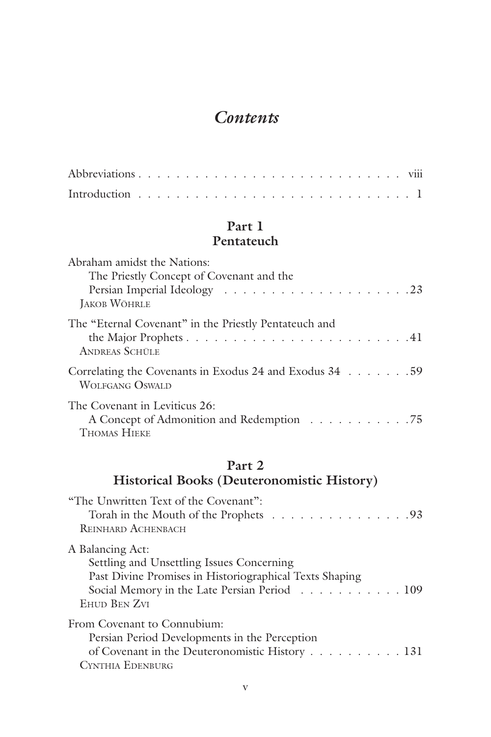# *Contents*

Abbreviations . . . . . . . . . . . . . . . . . . . . . . . . . . . . viii

Introduction . . . . . . . . . . . . . . . . . . . . . . . . . . . . 1

## Part 1
## Pentateuch

Abraham amidst the Nations:
The Priestly Concept of Covenant and the
Persian Imperial Ideology . . . . . . . . . . . . . . . . . . . . 23
JAKOB WÖHRLE

The "Eternal Covenant" in the Priestly Pentateuch and
the Major Prophets . . . . . . . . . . . . . . . . . . . . . . . . 41
ANDREAS SCHÜLE

Correlating the Covenants in Exodus 24 and Exodus 34 . . . . . . . 59
WOLFGANG OSWALD

The Covenant in Leviticus 26:
A Concept of Admonition and Redemption . . . . . . . . . . . 75
THOMAS HIEKE

## Part 2
## Historical Books (Deuteronomistic History)

"The Unwritten Text of the Covenant":
Torah in the Mouth of the Prophets . . . . . . . . . . . . . . . 93
REINHARD ACHENBACH

A Balancing Act:
Settling and Unsettling Issues Concerning
Past Divine Promises in Historiographical Texts Shaping
Social Memory in the Late Persian Period . . . . . . . . . . . 109
EHUD BEN ZVI

From Covenant to Connubium:
Persian Period Developments in the Perception
of Covenant in the Deuteronomistic History . . . . . . . . . . 131
CYNTHIA EDENBURG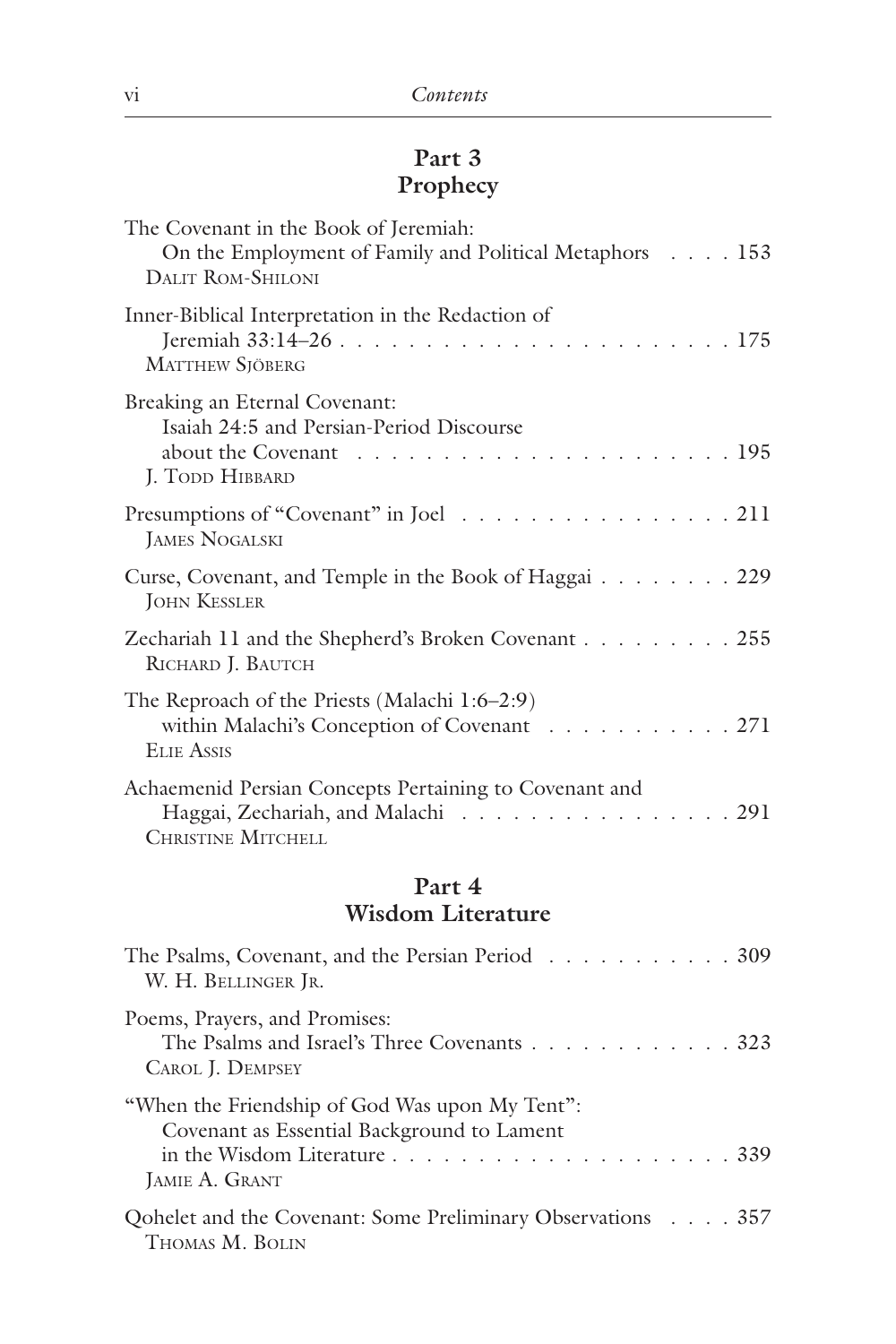## Part 3
## Prophecy

The Covenant in the Book of Jeremiah:
On the Employment of Family and Political Metaphors . . . . 153
Dalit Rom-Shiloni

Inner-Biblical Interpretation in the Redaction of
Jeremiah 33:14–26 . . . . . . . . . . . . . . . . . . . . . . . 175
Matthew Sjöberg

Breaking an Eternal Covenant:
Isaiah 24:5 and Persian-Period Discourse
about the Covenant . . . . . . . . . . . . . . . . . . . . . . 195
J. Todd Hibbard

Presumptions of "Covenant" in Joel . . . . . . . . . . . . . . . . 211
James Nogalski

Curse, Covenant, and Temple in the Book of Haggai . . . . . . . . 229
John Kessler

Zechariah 11 and the Shepherd's Broken Covenant . . . . . . . . . 255
Richard J. Bautch

The Reproach of the Priests (Malachi 1:6–2:9)
within Malachi's Conception of Covenant . . . . . . . . . . . 271
Elie Assis

Achaemenid Persian Concepts Pertaining to Covenant and
Haggai, Zechariah, and Malachi . . . . . . . . . . . . . . . . 291
Christine Mitchell

## Part 4
## Wisdom Literature

The Psalms, Covenant, and the Persian Period . . . . . . . . . . . 309
W. H. Bellinger Jr.

Poems, Prayers, and Promises:
The Psalms and Israel's Three Covenants . . . . . . . . . . . . 323
Carol J. Dempsey

"When the Friendship of God Was upon My Tent":
Covenant as Essential Background to Lament
in the Wisdom Literature . . . . . . . . . . . . . . . . . . . . 339
Jamie A. Grant

Qohelet and the Covenant: Some Preliminary Observations . . . . 357
Thomas M. Bolin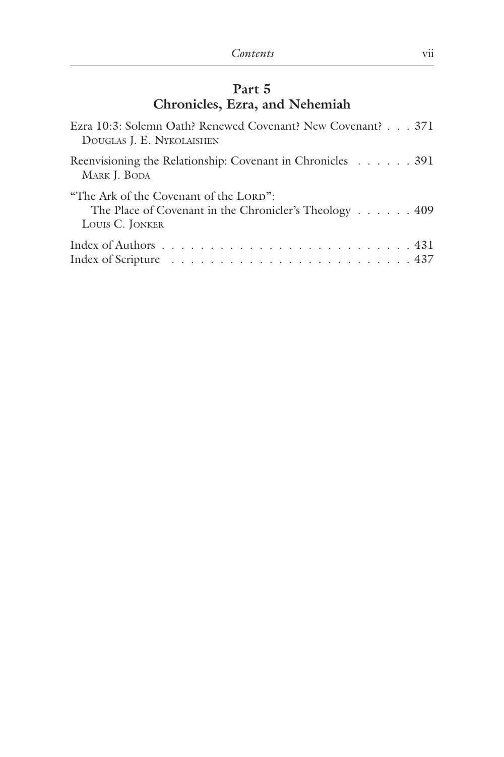## Part 5
## Chronicles, Ezra, and Nehemiah

Ezra 10:3: Solemn Oath? Renewed Covenant? New Covenant? . . . 371
Douglas J. E. Nykolaishen

Reenvisioning the Relationship: Covenant in Chronicles . . . . . . 391
Mark J. Boda

"The Ark of the Covenant of the Lord":
The Place of Covenant in the Chronicler's Theology . . . . . . 409
Louis C. Jonker

Index of Authors . . . . . . . . . . . . . . . . . . . . . . . . . . 431
Index of Scripture . . . . . . . . . . . . . . . . . . . . . . . . . 437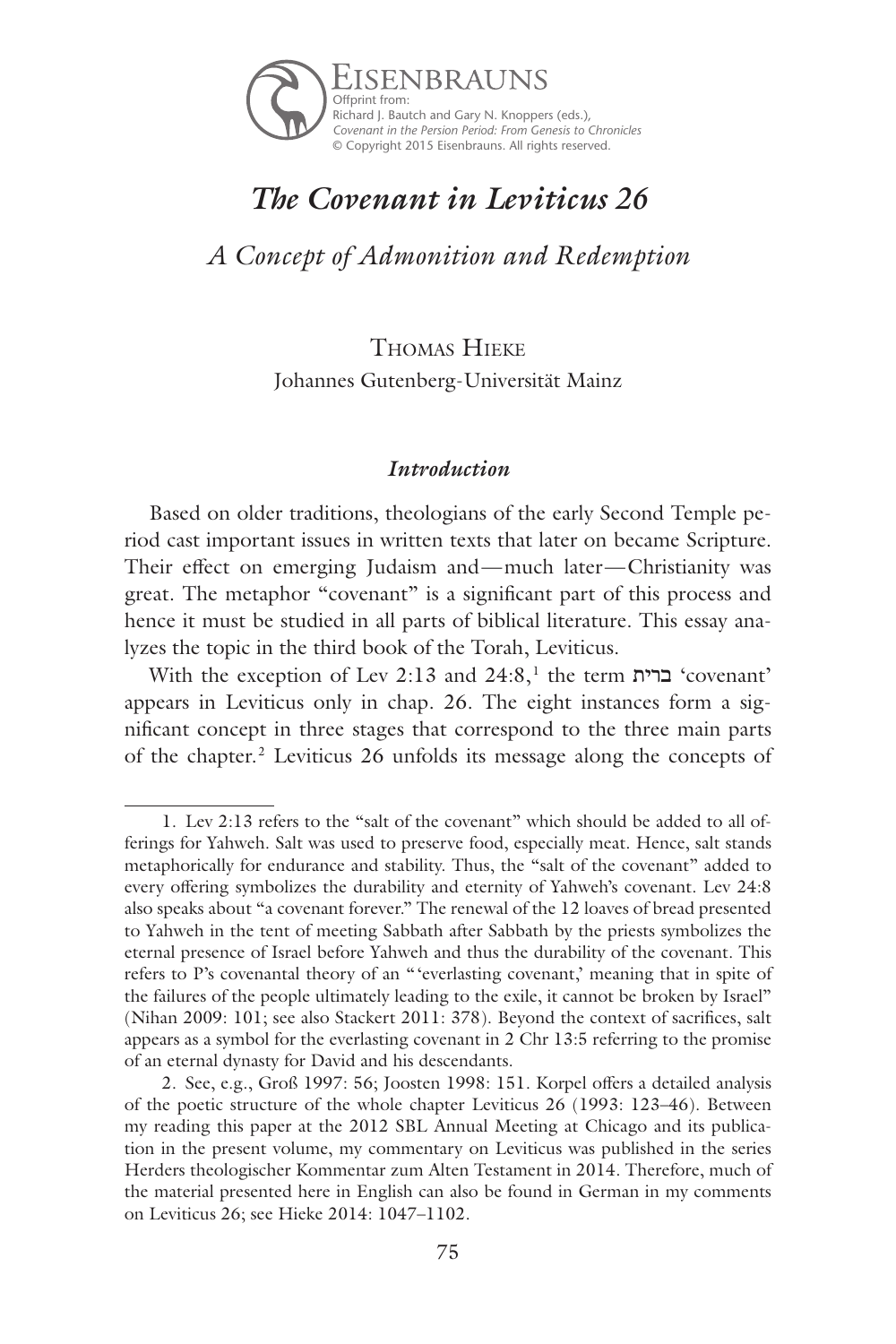Eisenbrauns

Offprint from:
Richard J. Bautch and Gary N. Knoppers (eds.),
*Covenant in the Persion Period: From Genesis to Chronicles*
© Copyright 2015 Eisenbrauns. All rights reserved.

# *The Covenant in Leviticus 26*

## *A Concept of Admonition and Redemption*

Thomas Hieke
Johannes Gutenberg-Universität Mainz

### *Introduction*

Based on older traditions, theologians of the early Second Temple period cast important issues in written texts that later on became Scripture. Their effect on emerging Judaism and—much later—Christianity was great. The metaphor "covenant" is a significant part of this process and hence it must be studied in all parts of biblical literature. This essay analyzes the topic in the third book of the Torah, Leviticus.

With the exception of Lev 2:13 and 24:8,[1] the term ברית 'covenant' appears in Leviticus only in chap. 26. The eight instances form a significant concept in three stages that correspond to the three main parts of the chapter.[2] Leviticus 26 unfolds its message along the concepts of

1. Lev 2:13 refers to the "salt of the covenant" which should be added to all offerings for Yahweh. Salt was used to preserve food, especially meat. Hence, salt stands metaphorically for endurance and stability. Thus, the "salt of the covenant" added to every offering symbolizes the durability and eternity of Yahweh's covenant. Lev 24:8 also speaks about "a covenant forever." The renewal of the 12 loaves of bread presented to Yahweh in the tent of meeting Sabbath after Sabbath by the priests symbolizes the eternal presence of Israel before Yahweh and thus the durability of the covenant. This refers to P's covenantal theory of an "'everlasting covenant,' meaning that in spite of the failures of the people ultimately leading to the exile, it cannot be broken by Israel" (Nihan 2009: 101; see also Stackert 2011: 378). Beyond the context of sacrifices, salt appears as a symbol for the everlasting covenant in 2 Chr 13:5 referring to the promise of an eternal dynasty for David and his descendants.

2. See, e.g., Groß 1997: 56; Joosten 1998: 151. Korpel offers a detailed analysis of the poetic structure of the whole chapter Leviticus 26 (1993: 123–46). Between my reading this paper at the 2012 SBL Annual Meeting at Chicago and its publication in the present volume, my commentary on Leviticus was published in the series Herders theologischer Kommentar zum Alten Testament in 2014. Therefore, much of the material presented here in English can also be found in German in my comments on Leviticus 26; see Hieke 2014: 1047–1102.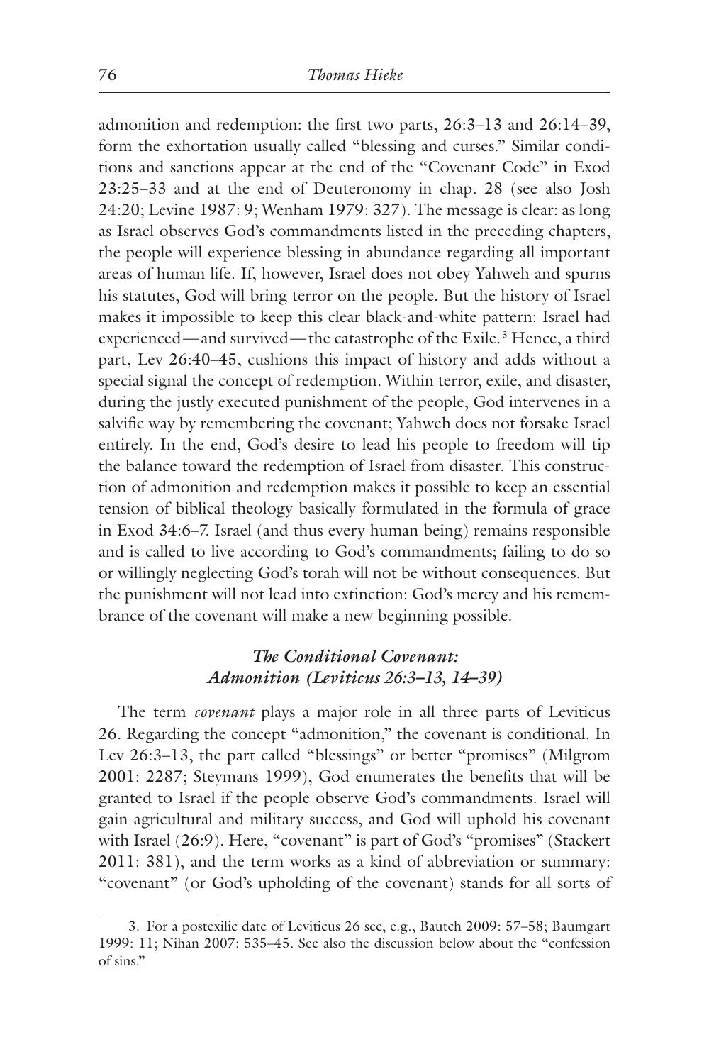admonition and redemption: the first two parts, 26:3–13 and 26:14–39, form the exhortation usually called "blessing and curses." Similar conditions and sanctions appear at the end of the "Covenant Code" in Exod 23:25–33 and at the end of Deuteronomy in chap. 28 (see also Josh 24:20; Levine 1987: 9; Wenham 1979: 327). The message is clear: as long as Israel observes God's commandments listed in the preceding chapters, the people will experience blessing in abundance regarding all important areas of human life. If, however, Israel does not obey Yahweh and spurns his statutes, God will bring terror on the people. But the history of Israel makes it impossible to keep this clear black-and-white pattern: Israel had experienced—and survived—the catastrophe of the Exile.[3] Hence, a third part, Lev 26:40–45, cushions this impact of history and adds without a special signal the concept of redemption. Within terror, exile, and disaster, during the justly executed punishment of the people, God intervenes in a salvific way by remembering the covenant; Yahweh does not forsake Israel entirely. In the end, God's desire to lead his people to freedom will tip the balance toward the redemption of Israel from disaster. This construction of admonition and redemption makes it possible to keep an essential tension of biblical theology basically formulated in the formula of grace in Exod 34:6–7. Israel (and thus every human being) remains responsible and is called to live according to God's commandments; failing to do so or willingly neglecting God's torah will not be without consequences. But the punishment will not lead into extinction: God's mercy and his remembrance of the covenant will make a new beginning possible.

## *The Conditional Covenant: Admonition (Leviticus 26:3–13, 14–39)*

The term *covenant* plays a major role in all three parts of Leviticus 26. Regarding the concept "admonition," the covenant is conditional. In Lev 26:3–13, the part called "blessings" or better "promises" (Milgrom 2001: 2287; Steymans 1999), God enumerates the benefits that will be granted to Israel if the people observe God's commandments. Israel will gain agricultural and military success, and God will uphold his covenant with Israel (26:9). Here, "covenant" is part of God's "promises" (Stackert 2011: 381), and the term works as a kind of abbreviation or summary: "covenant" (or God's upholding of the covenant) stands for all sorts of

3. For a postexilic date of Leviticus 26 see, e.g., Bautch 2009: 57–58; Baumgart 1999: 11; Nihan 2007: 535–45. See also the discussion below about the "confession of sins."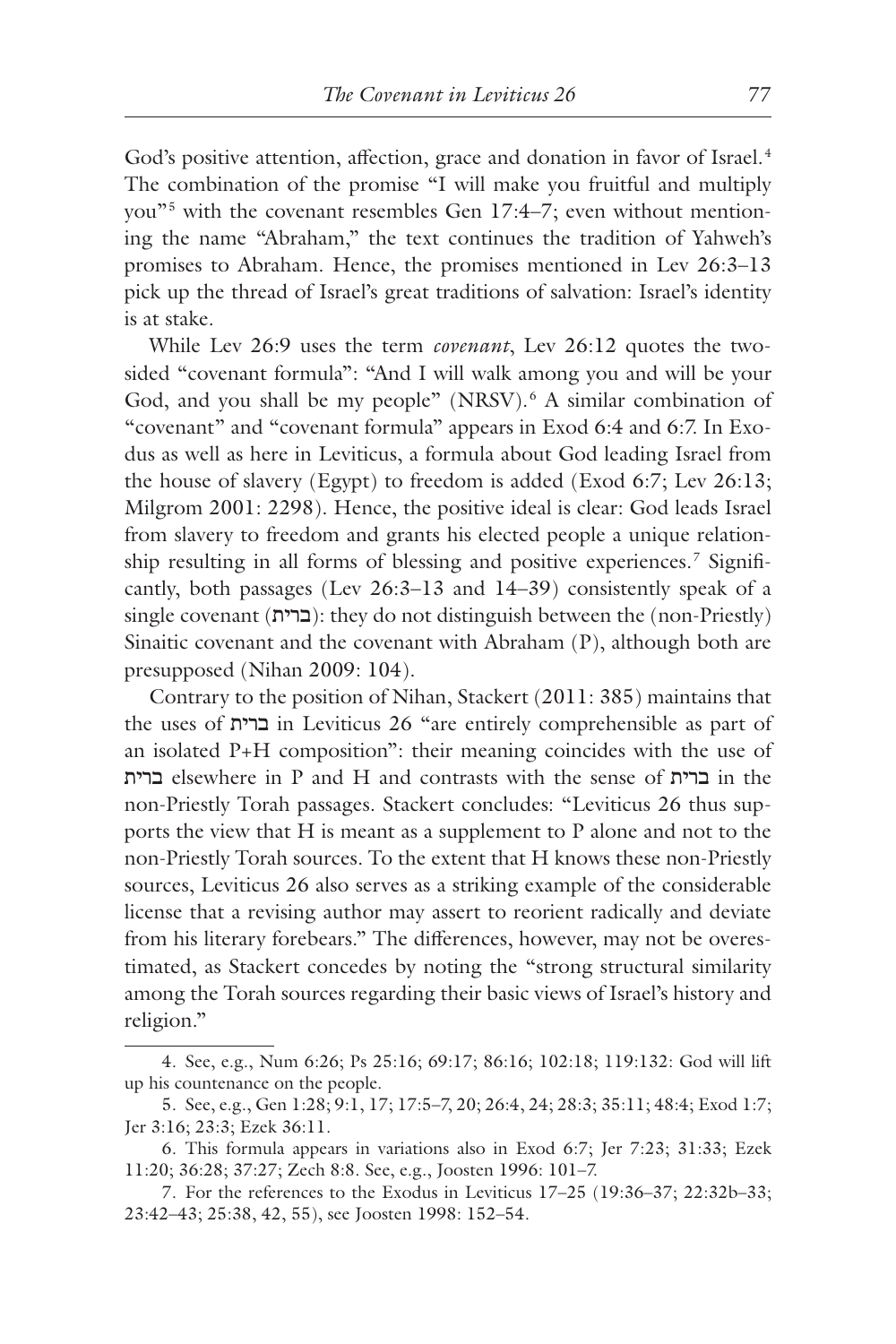God's positive attention, affection, grace and donation in favor of Israel.[4] The combination of the promise "I will make you fruitful and multiply you"[5] with the covenant resembles Gen 17:4–7; even without mentioning the name "Abraham," the text continues the tradition of Yahweh's promises to Abraham. Hence, the promises mentioned in Lev 26:3–13 pick up the thread of Israel's great traditions of salvation: Israel's identity is at stake.

While Lev 26:9 uses the term *covenant*, Lev 26:12 quotes the two-sided "covenant formula": "And I will walk among you and will be your God, and you shall be my people" (NRSV).[6] A similar combination of "covenant" and "covenant formula" appears in Exod 6:4 and 6:7. In Exodus as well as here in Leviticus, a formula about God leading Israel from the house of slavery (Egypt) to freedom is added (Exod 6:7; Lev 26:13; Milgrom 2001: 2298). Hence, the positive ideal is clear: God leads Israel from slavery to freedom and grants his elected people a unique relationship resulting in all forms of blessing and positive experiences.[7] Significantly, both passages (Lev 26:3–13 and 14–39) consistently speak of a single covenant (ברית): they do not distinguish between the (non-Priestly) Sinaitic covenant and the covenant with Abraham (P), although both are presupposed (Nihan 2009: 104).

Contrary to the position of Nihan, Stackert (2011: 385) maintains that the uses of ברית in Leviticus 26 "are entirely comprehensible as part of an isolated P+H composition": their meaning coincides with the use of ברית elsewhere in P and H and contrasts with the sense of ברית in the non-Priestly Torah passages. Stackert concludes: "Leviticus 26 thus supports the view that H is meant as a supplement to P alone and not to the non-Priestly Torah sources. To the extent that H knows these non-Priestly sources, Leviticus 26 also serves as a striking example of the considerable license that a revising author may assert to reorient radically and deviate from his literary forebears." The differences, however, may not be overestimated, as Stackert concedes by noting the "strong structural similarity among the Torah sources regarding their basic views of Israel's history and religion."

---

4. See, e.g., Num 6:26; Ps 25:16; 69:17; 86:16; 102:18; 119:132: God will lift up his countenance on the people.

5. See, e.g., Gen 1:28; 9:1, 17; 17:5–7, 20; 26:4, 24; 28:3; 35:11; 48:4; Exod 1:7; Jer 3:16; 23:3; Ezek 36:11.

6. This formula appears in variations also in Exod 6:7; Jer 7:23; 31:33; Ezek 11:20; 36:28; 37:27; Zech 8:8. See, e.g., Joosten 1996: 101–7.

7. For the references to the Exodus in Leviticus 17–25 (19:36–37; 22:32b–33; 23:42–43; 25:38, 42, 55), see Joosten 1998: 152–54.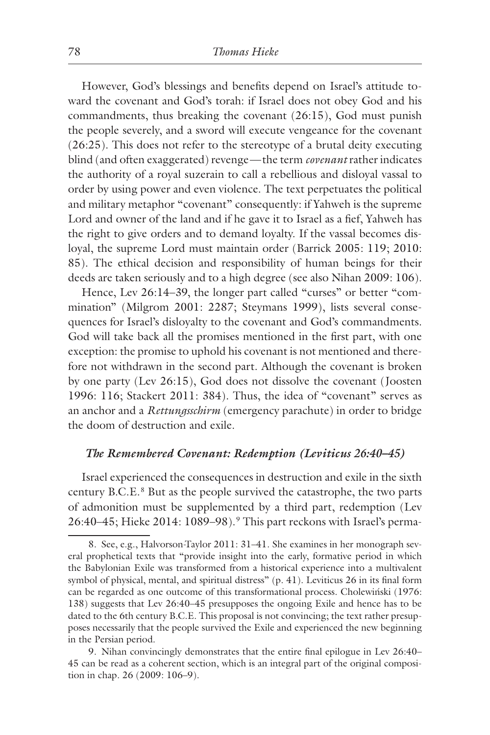However, God's blessings and benefits depend on Israel's attitude toward the covenant and God's torah: if Israel does not obey God and his commandments, thus breaking the covenant (26:15), God must punish the people severely, and a sword will execute vengeance for the covenant (26:25). This does not refer to the stereotype of a brutal deity executing blind (and often exaggerated) revenge—the term *covenant* rather indicates the authority of a royal suzerain to call a rebellious and disloyal vassal to order by using power and even violence. The text perpetuates the political and military metaphor "covenant" consequently: if Yahweh is the supreme Lord and owner of the land and if he gave it to Israel as a fief, Yahweh has the right to give orders and to demand loyalty. If the vassal becomes disloyal, the supreme Lord must maintain order (Barrick 2005: 119; 2010: 85). The ethical decision and responsibility of human beings for their deeds are taken seriously and to a high degree (see also Nihan 2009: 106).

Hence, Lev 26:14–39, the longer part called "curses" or better "commination" (Milgrom 2001: 2287; Steymans 1999), lists several consequences for Israel's disloyalty to the covenant and God's commandments. God will take back all the promises mentioned in the first part, with one exception: the promise to uphold his covenant is not mentioned and therefore not withdrawn in the second part. Although the covenant is broken by one party (Lev 26:15), God does not dissolve the covenant (Joosten 1996: 116; Stackert 2011: 384). Thus, the idea of "covenant" serves as an anchor and a *Rettungsschirm* (emergency parachute) in order to bridge the doom of destruction and exile.

### *The Remembered Covenant: Redemption (Leviticus 26:40–45)*

Israel experienced the consequences in destruction and exile in the sixth century B.C.E.[8] But as the people survived the catastrophe, the two parts of admonition must be supplemented by a third part, redemption (Lev 26:40–45; Hieke 2014: 1089–98).[9] This part reckons with Israel's perma-

---

8. See, e.g., Halvorson-Taylor 2011: 31–41. She examines in her monograph several prophetical texts that "provide insight into the early, formative period in which the Babylonian Exile was transformed from a historical experience into a multivalent symbol of physical, mental, and spiritual distress" (p. 41). Leviticus 26 in its final form can be regarded as one outcome of this transformational process. Cholewiński (1976: 138) suggests that Lev 26:40–45 presupposes the ongoing Exile and hence has to be dated to the 6th century B.C.E. This proposal is not convincing; the text rather presupposes necessarily that the people survived the Exile and experienced the new beginning in the Persian period.

9. Nihan convincingly demonstrates that the entire final epilogue in Lev 26:40–45 can be read as a coherent section, which is an integral part of the original composition in chap. 26 (2009: 106–9).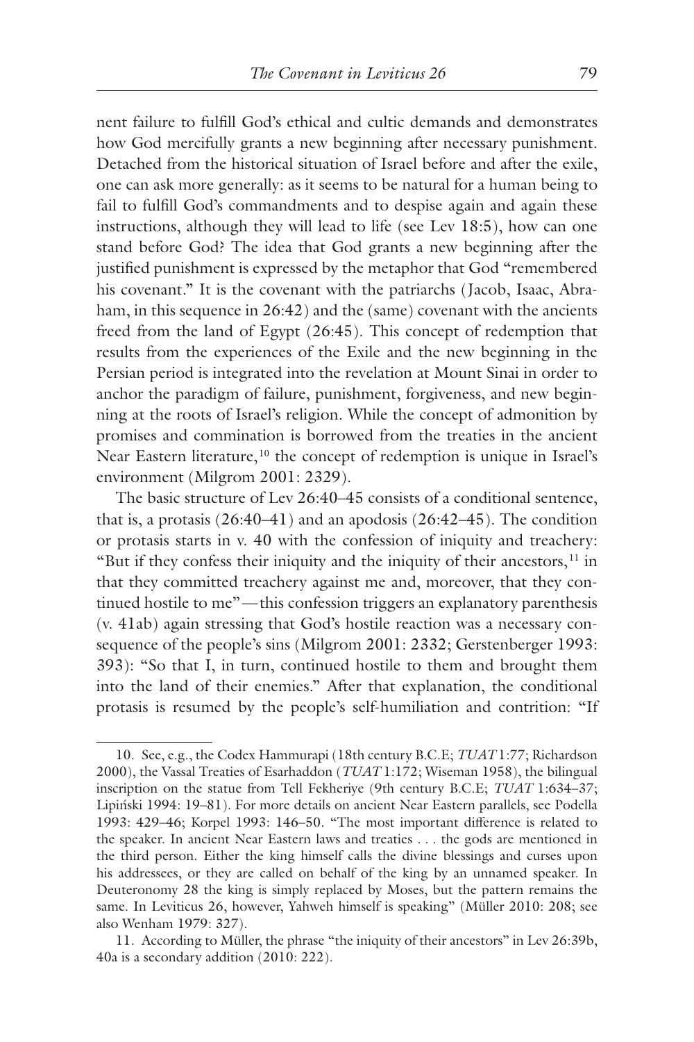nent failure to fulfill God's ethical and cultic demands and demonstrates how God mercifully grants a new beginning after necessary punishment. Detached from the historical situation of Israel before and after the exile, one can ask more generally: as it seems to be natural for a human being to fail to fulfill God's commandments and to despise again and again these instructions, although they will lead to life (see Lev 18:5), how can one stand before God? The idea that God grants a new beginning after the justified punishment is expressed by the metaphor that God "remembered his covenant." It is the covenant with the patriarchs (Jacob, Isaac, Abraham, in this sequence in 26:42) and the (same) covenant with the ancients freed from the land of Egypt (26:45). This concept of redemption that results from the experiences of the Exile and the new beginning in the Persian period is integrated into the revelation at Mount Sinai in order to anchor the paradigm of failure, punishment, forgiveness, and new beginning at the roots of Israel's religion. While the concept of admonition by promises and commination is borrowed from the treaties in the ancient Near Eastern literature,[10] the concept of redemption is unique in Israel's environment (Milgrom 2001: 2329).

The basic structure of Lev 26:40–45 consists of a conditional sentence, that is, a protasis (26:40–41) and an apodosis (26:42–45). The condition or protasis starts in v. 40 with the confession of iniquity and treachery: "But if they confess their iniquity and the iniquity of their ancestors,[11] in that they committed treachery against me and, moreover, that they continued hostile to me"—this confession triggers an explanatory parenthesis (v. 41ab) again stressing that God's hostile reaction was a necessary consequence of the people's sins (Milgrom 2001: 2332; Gerstenberger 1993: 393): "So that I, in turn, continued hostile to them and brought them into the land of their enemies." After that explanation, the conditional protasis is resumed by the people's self-humiliation and contrition: "If

---

10. See, e.g., the Codex Hammurapi (18th century B.C.E; *TUAT* 1:77; Richardson 2000), the Vassal Treaties of Esarhaddon (*TUAT* 1:172; Wiseman 1958), the bilingual inscription on the statue from Tell Fekheriye (9th century B.C.E; *TUAT* 1:634–37; Lipiński 1994: 19–81). For more details on ancient Near Eastern parallels, see Podella 1993: 429–46; Korpel 1993: 146–50. "The most important difference is related to the speaker. In ancient Near Eastern laws and treaties . . . the gods are mentioned in the third person. Either the king himself calls the divine blessings and curses upon his addressees, or they are called on behalf of the king by an unnamed speaker. In Deuteronomy 28 the king is simply replaced by Moses, but the pattern remains the same. In Leviticus 26, however, Yahweh himself is speaking" (Müller 2010: 208; see also Wenham 1979: 327).

11. According to Müller, the phrase "the iniquity of their ancestors" in Lev 26:39b, 40a is a secondary addition (2010: 222).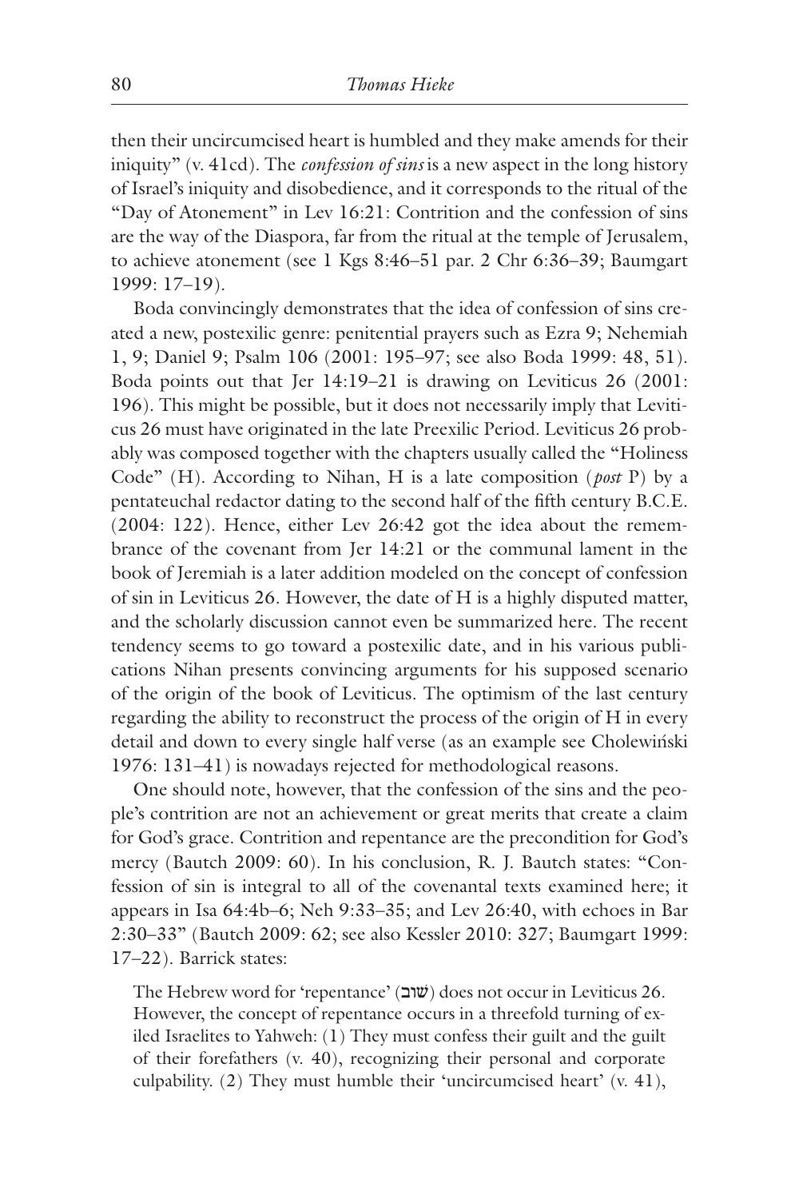then their uncircumcised heart is humbled and they make amends for their iniquity" (v. 41cd). The *confession of sins* is a new aspect in the long history of Israel's iniquity and disobedience, and it corresponds to the ritual of the "Day of Atonement" in Lev 16:21: Contrition and the confession of sins are the way of the Diaspora, far from the ritual at the temple of Jerusalem, to achieve atonement (see 1 Kgs 8:46–51 par. 2 Chr 6:36–39; Baumgart 1999: 17–19).

Boda convincingly demonstrates that the idea of confession of sins created a new, postexilic genre: penitential prayers such as Ezra 9; Nehemiah 1, 9; Daniel 9; Psalm 106 (2001: 195–97; see also Boda 1999: 48, 51). Boda points out that Jer 14:19–21 is drawing on Leviticus 26 (2001: 196). This might be possible, but it does not necessarily imply that Leviticus 26 must have originated in the late Preexilic Period. Leviticus 26 probably was composed together with the chapters usually called the "Holiness Code" (H). According to Nihan, H is a late composition (*post* P) by a pentateuchal redactor dating to the second half of the fifth century B.C.E. (2004: 122). Hence, either Lev 26:42 got the idea about the remembrance of the covenant from Jer 14:21 or the communal lament in the book of Jeremiah is a later addition modeled on the concept of confession of sin in Leviticus 26. However, the date of H is a highly disputed matter, and the scholarly discussion cannot even be summarized here. The recent tendency seems to go toward a postexilic date, and in his various publications Nihan presents convincing arguments for his supposed scenario of the origin of the book of Leviticus. The optimism of the last century regarding the ability to reconstruct the process of the origin of H in every detail and down to every single half verse (as an example see Cholewiński 1976: 131–41) is nowadays rejected for methodological reasons.

One should note, however, that the confession of the sins and the people's contrition are not an achievement or great merits that create a claim for God's grace. Contrition and repentance are the precondition for God's mercy (Bautch 2009: 60). In his conclusion, R. J. Bautch states: "Confession of sin is integral to all of the covenantal texts examined here; it appears in Isa 64:4b–6; Neh 9:33–35; and Lev 26:40, with echoes in Bar 2:30–33" (Bautch 2009: 62; see also Kessler 2010: 327; Baumgart 1999: 17–22). Barrick states:

> The Hebrew word for 'repentance' (שׁוב) does not occur in Leviticus 26. However, the concept of repentance occurs in a threefold turning of exiled Israelites to Yahweh: (1) They must confess their guilt and the guilt of their forefathers (v. 40), recognizing their personal and corporate culpability. (2) They must humble their 'uncircumcised heart' (v. 41),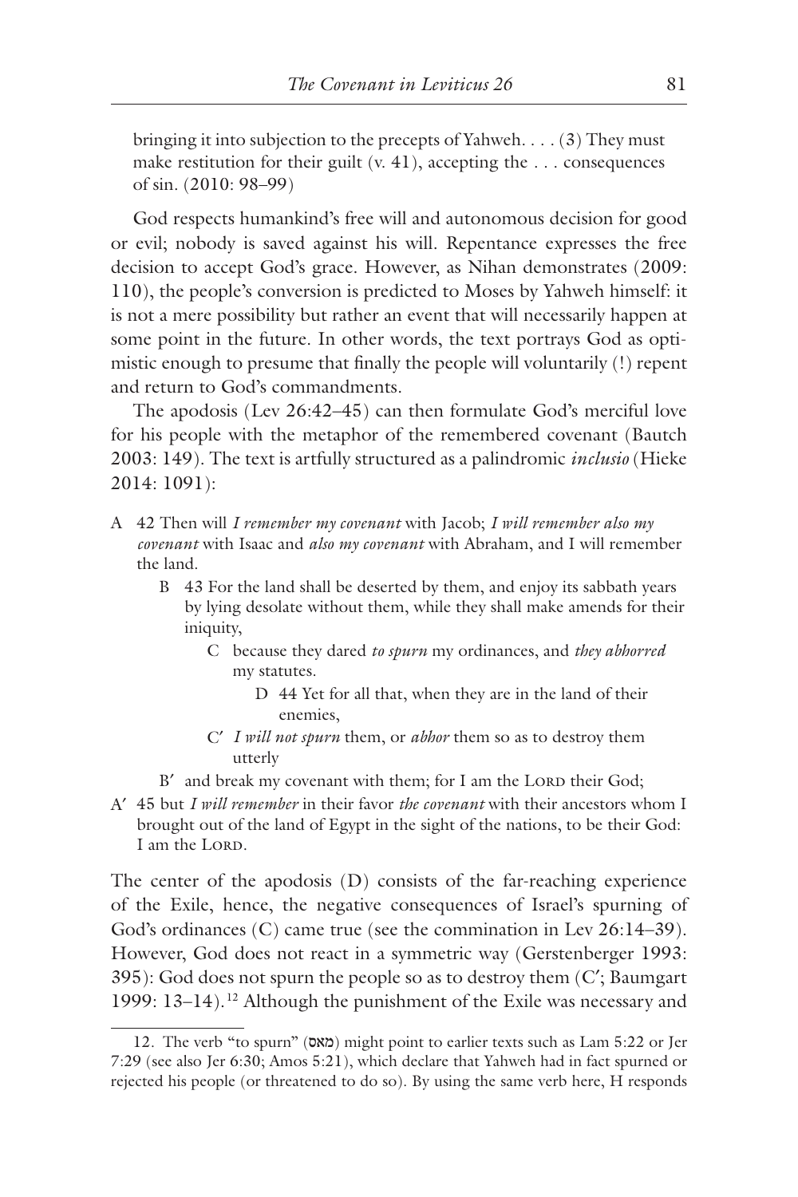bringing it into subjection to the precepts of Yahweh. . . . (3) They must make restitution for their guilt (v. 41), accepting the . . . consequences of sin. (2010: 98–99)

God respects humankind's free will and autonomous decision for good or evil; nobody is saved against his will. Repentance expresses the free decision to accept God's grace. However, as Nihan demonstrates (2009: 110), the people's conversion is predicted to Moses by Yahweh himself: it is not a mere possibility but rather an event that will necessarily happen at some point in the future. In other words, the text portrays God as optimistic enough to presume that finally the people will voluntarily (!) repent and return to God's commandments.

The apodosis (Lev 26:42–45) can then formulate God's merciful love for his people with the metaphor of the remembered covenant (Bautch 2003: 149). The text is artfully structured as a palindromic *inclusio* (Hieke 2014: 1091):

A 42 Then will *I remember my covenant* with Jacob; *I will remember also my covenant* with Isaac and *also my covenant* with Abraham, and I will remember the land.

  B 43 For the land shall be deserted by them, and enjoy its sabbath years by lying desolate without them, while they shall make amends for their iniquity,

    C because they dared *to spurn* my ordinances, and *they abhorred* my statutes.

      D 44 Yet for all that, when they are in the land of their enemies,

    C′ *I will not spurn* them, or *abhor* them so as to destroy them utterly

  B′ and break my covenant with them; for I am the Lord their God;

A′ 45 but *I will remember* in their favor *the covenant* with their ancestors whom I brought out of the land of Egypt in the sight of the nations, to be their God: I am the Lord.

The center of the apodosis (D) consists of the far-reaching experience of the Exile, hence, the negative consequences of Israel's spurning of God's ordinances (C) came true (see the commination in Lev 26:14–39). However, God does not react in a symmetric way (Gerstenberger 1993: 395): God does not spurn the people so as to destroy them (C′; Baumgart 1999: 13–14).[12] Although the punishment of the Exile was necessary and

12. The verb "to spurn" (מאס) might point to earlier texts such as Lam 5:22 or Jer 7:29 (see also Jer 6:30; Amos 5:21), which declare that Yahweh had in fact spurned or rejected his people (or threatened to do so). By using the same verb here, H responds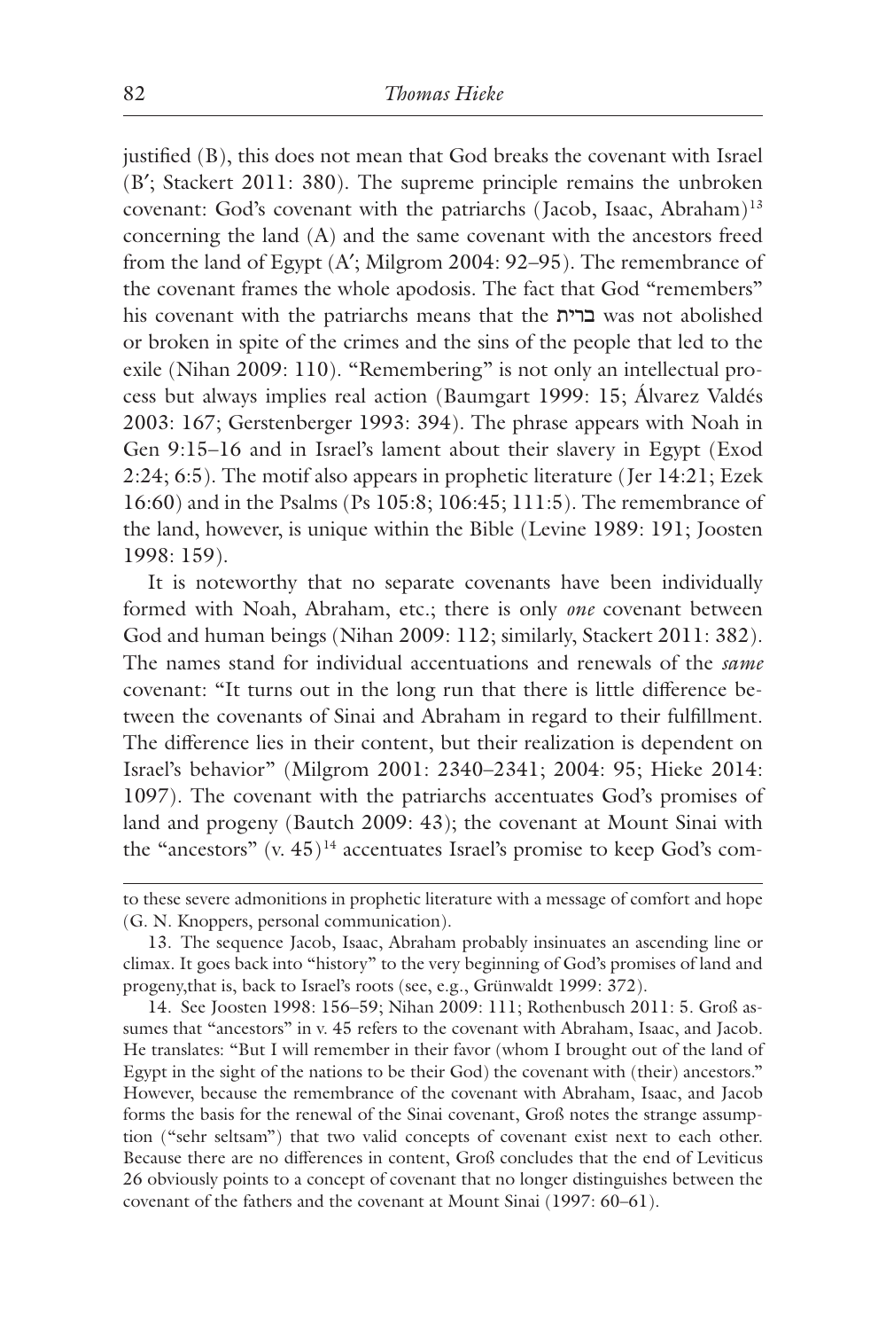justified (B), this does not mean that God breaks the covenant with Israel (B′; Stackert 2011: 380). The supreme principle remains the unbroken covenant: God's covenant with the patriarchs (Jacob, Isaac, Abraham)[13] concerning the land (A) and the same covenant with the ancestors freed from the land of Egypt (A′; Milgrom 2004: 92–95). The remembrance of the covenant frames the whole apodosis. The fact that God "remembers" his covenant with the patriarchs means that the ברית was not abolished or broken in spite of the crimes and the sins of the people that led to the exile (Nihan 2009: 110). "Remembering" is not only an intellectual process but always implies real action (Baumgart 1999: 15; Álvarez Valdés 2003: 167; Gerstenberger 1993: 394). The phrase appears with Noah in Gen 9:15–16 and in Israel's lament about their slavery in Egypt (Exod 2:24; 6:5). The motif also appears in prophetic literature (Jer 14:21; Ezek 16:60) and in the Psalms (Ps 105:8; 106:45; 111:5). The remembrance of the land, however, is unique within the Bible (Levine 1989: 191; Joosten 1998: 159).

It is noteworthy that no separate covenants have been individually formed with Noah, Abraham, etc.; there is only *one* covenant between God and human beings (Nihan 2009: 112; similarly, Stackert 2011: 382). The names stand for individual accentuations and renewals of the *same* covenant: "It turns out in the long run that there is little difference between the covenants of Sinai and Abraham in regard to their fulfillment. The difference lies in their content, but their realization is dependent on Israel's behavior" (Milgrom 2001: 2340–2341; 2004: 95; Hieke 2014: 1097). The covenant with the patriarchs accentuates God's promises of land and progeny (Bautch 2009: 43); the covenant at Mount Sinai with the "ancestors" (v. 45)[14] accentuates Israel's promise to keep God's com-

---

to these severe admonitions in prophetic literature with a message of comfort and hope (G. N. Knoppers, personal communication).

13. The sequence Jacob, Isaac, Abraham probably insinuates an ascending line or climax. It goes back into "history" to the very beginning of God's promises of land and progeny,that is, back to Israel's roots (see, e.g., Grünwaldt 1999: 372).

14. See Joosten 1998: 156–59; Nihan 2009: 111; Rothenbusch 2011: 5. Groß assumes that "ancestors" in v. 45 refers to the covenant with Abraham, Isaac, and Jacob. He translates: "But I will remember in their favor (whom I brought out of the land of Egypt in the sight of the nations to be their God) the covenant with (their) ancestors." However, because the remembrance of the covenant with Abraham, Isaac, and Jacob forms the basis for the renewal of the Sinai covenant, Groß notes the strange assumption ("sehr seltsam") that two valid concepts of covenant exist next to each other. Because there are no differences in content, Groß concludes that the end of Leviticus 26 obviously points to a concept of covenant that no longer distinguishes between the covenant of the fathers and the covenant at Mount Sinai (1997: 60–61).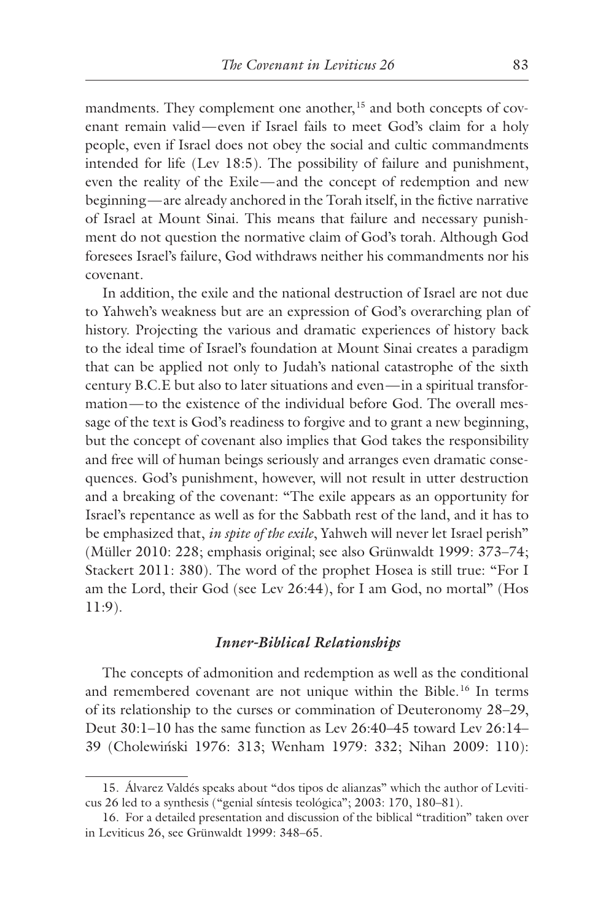mandments. They complement one another,[15] and both concepts of covenant remain valid—even if Israel fails to meet God's claim for a holy people, even if Israel does not obey the social and cultic commandments intended for life (Lev 18:5). The possibility of failure and punishment, even the reality of the Exile—and the concept of redemption and new beginning—are already anchored in the Torah itself, in the fictive narrative of Israel at Mount Sinai. This means that failure and necessary punishment do not question the normative claim of God's torah. Although God foresees Israel's failure, God withdraws neither his commandments nor his covenant.

In addition, the exile and the national destruction of Israel are not due to Yahweh's weakness but are an expression of God's overarching plan of history. Projecting the various and dramatic experiences of history back to the ideal time of Israel's foundation at Mount Sinai creates a paradigm that can be applied not only to Judah's national catastrophe of the sixth century B.C.E but also to later situations and even—in a spiritual transformation—to the existence of the individual before God. The overall message of the text is God's readiness to forgive and to grant a new beginning, but the concept of covenant also implies that God takes the responsibility and free will of human beings seriously and arranges even dramatic consequences. God's punishment, however, will not result in utter destruction and a breaking of the covenant: "The exile appears as an opportunity for Israel's repentance as well as for the Sabbath rest of the land, and it has to be emphasized that, *in spite of the exile*, Yahweh will never let Israel perish" (Müller 2010: 228; emphasis original; see also Grünwaldt 1999: 373–74; Stackert 2011: 380). The word of the prophet Hosea is still true: "For I am the Lord, their God (see Lev 26:44), for I am God, no mortal" (Hos 11:9).

### *Inner-Biblical Relationships*

The concepts of admonition and redemption as well as the conditional and remembered covenant are not unique within the Bible.[16] In terms of its relationship to the curses or commination of Deuteronomy 28–29, Deut 30:1–10 has the same function as Lev 26:40–45 toward Lev 26:14–39 (Cholewiński 1976: 313; Wenham 1979: 332; Nihan 2009: 110):

---

15. Álvarez Valdés speaks about "dos tipos de alianzas" which the author of Leviticus 26 led to a synthesis ("genial síntesis teológica"; 2003: 170, 180–81).

16. For a detailed presentation and discussion of the biblical "tradition" taken over in Leviticus 26, see Grünwaldt 1999: 348–65.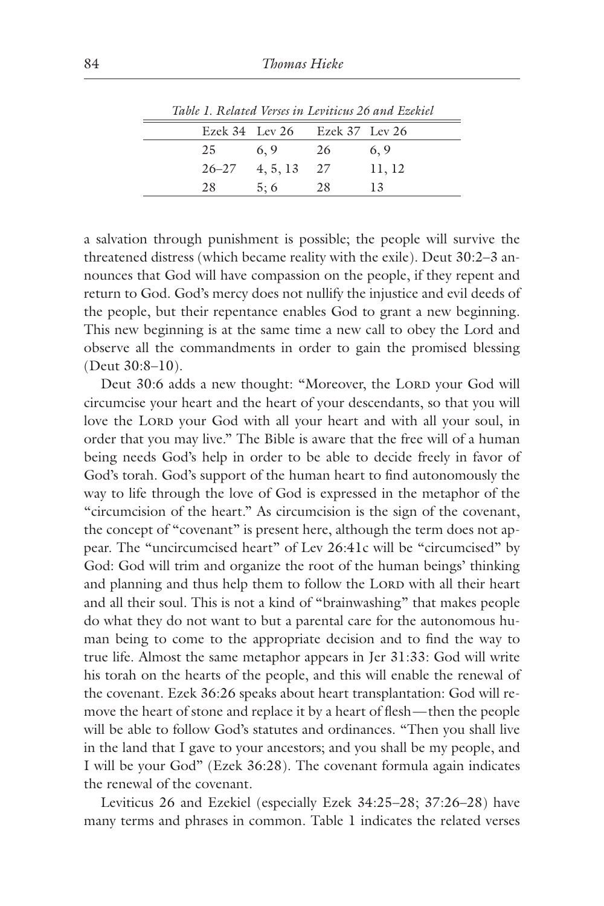*Table 1. Related Verses in Leviticus 26 and Ezekiel*

| Ezek 34 | Lev 26 | Ezek 37 | Lev 26 |
|---|---|---|---|
| 25 | 6, 9 | 26 | 6, 9 |
| 26–27 | 4, 5, 13 | 27 | 11, 12 |
| 28 | 5; 6 | 28 | 13 |

a salvation through punishment is possible; the people will survive the threatened distress (which became reality with the exile). Deut 30:2–3 announces that God will have compassion on the people, if they repent and return to God. God's mercy does not nullify the injustice and evil deeds of the people, but their repentance enables God to grant a new beginning. This new beginning is at the same time a new call to obey the Lord and observe all the commandments in order to gain the promised blessing (Deut 30:8–10).

Deut 30:6 adds a new thought: "Moreover, the Lord your God will circumcise your heart and the heart of your descendants, so that you will love the Lord your God with all your heart and with all your soul, in order that you may live." The Bible is aware that the free will of a human being needs God's help in order to be able to decide freely in favor of God's torah. God's support of the human heart to find autonomously the way to life through the love of God is expressed in the metaphor of the "circumcision of the heart." As circumcision is the sign of the covenant, the concept of "covenant" is present here, although the term does not appear. The "uncircumcised heart" of Lev 26:41c will be "circumcised" by God: God will trim and organize the root of the human beings' thinking and planning and thus help them to follow the Lord with all their heart and all their soul. This is not a kind of "brainwashing" that makes people do what they do not want to but a parental care for the autonomous human being to come to the appropriate decision and to find the way to true life. Almost the same metaphor appears in Jer 31:33: God will write his torah on the hearts of the people, and this will enable the renewal of the covenant. Ezek 36:26 speaks about heart transplantation: God will remove the heart of stone and replace it by a heart of flesh—then the people will be able to follow God's statutes and ordinances. "Then you shall live in the land that I gave to your ancestors; and you shall be my people, and I will be your God" (Ezek 36:28). The covenant formula again indicates the renewal of the covenant.

Leviticus 26 and Ezekiel (especially Ezek 34:25–28; 37:26–28) have many terms and phrases in common. Table 1 indicates the related verses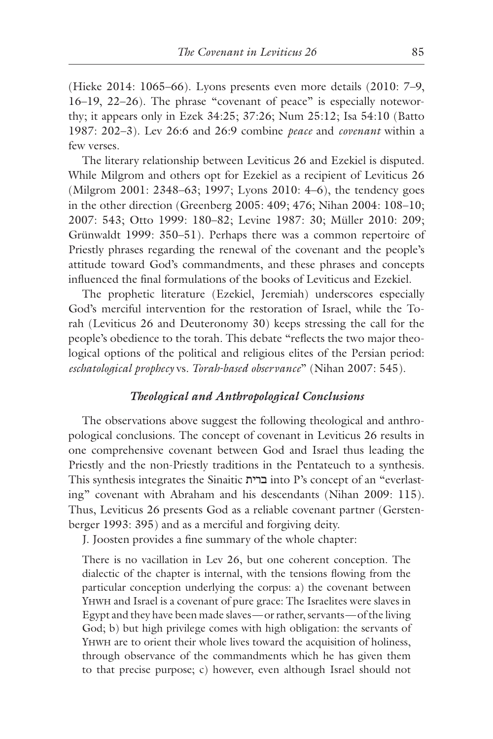(Hieke 2014: 1065–66). Lyons presents even more details (2010: 7–9, 16–19, 22–26). The phrase "covenant of peace" is especially noteworthy; it appears only in Ezek 34:25; 37:26; Num 25:12; Isa 54:10 (Batto 1987: 202–3). Lev 26:6 and 26:9 combine *peace* and *covenant* within a few verses.

The literary relationship between Leviticus 26 and Ezekiel is disputed. While Milgrom and others opt for Ezekiel as a recipient of Leviticus 26 (Milgrom 2001: 2348–63; 1997; Lyons 2010: 4–6), the tendency goes in the other direction (Greenberg 2005: 409; 476; Nihan 2004: 108–10; 2007: 543; Otto 1999: 180–82; Levine 1987: 30; Müller 2010: 209; Grünwaldt 1999: 350–51). Perhaps there was a common repertoire of Priestly phrases regarding the renewal of the covenant and the people's attitude toward God's commandments, and these phrases and concepts influenced the final formulations of the books of Leviticus and Ezekiel.

The prophetic literature (Ezekiel, Jeremiah) underscores especially God's merciful intervention for the restoration of Israel, while the Torah (Leviticus 26 and Deuteronomy 30) keeps stressing the call for the people's obedience to the torah. This debate "reflects the two major theological options of the political and religious elites of the Persian period: *eschatological prophecy* vs. *Torah-based observance*" (Nihan 2007: 545).

### *Theological and Anthropological Conclusions*

The observations above suggest the following theological and anthropological conclusions. The concept of covenant in Leviticus 26 results in one comprehensive covenant between God and Israel thus leading the Priestly and the non-Priestly traditions in the Pentateuch to a synthesis. This synthesis integrates the Sinaitic ברית into P's concept of an "everlasting" covenant with Abraham and his descendants (Nihan 2009: 115). Thus, Leviticus 26 presents God as a reliable covenant partner (Gerstenberger 1993: 395) and as a merciful and forgiving deity.

J. Joosten provides a fine summary of the whole chapter:

> There is no vacillation in Lev 26, but one coherent conception. The dialectic of the chapter is internal, with the tensions flowing from the particular conception underlying the corpus: a) the covenant between YHWH and Israel is a covenant of pure grace: The Israelites were slaves in Egypt and they have been made slaves—or rather, servants—of the living God; b) but high privilege comes with high obligation: the servants of YHWH are to orient their whole lives toward the acquisition of holiness, through observance of the commandments which he has given them to that precise purpose; c) however, even although Israel should not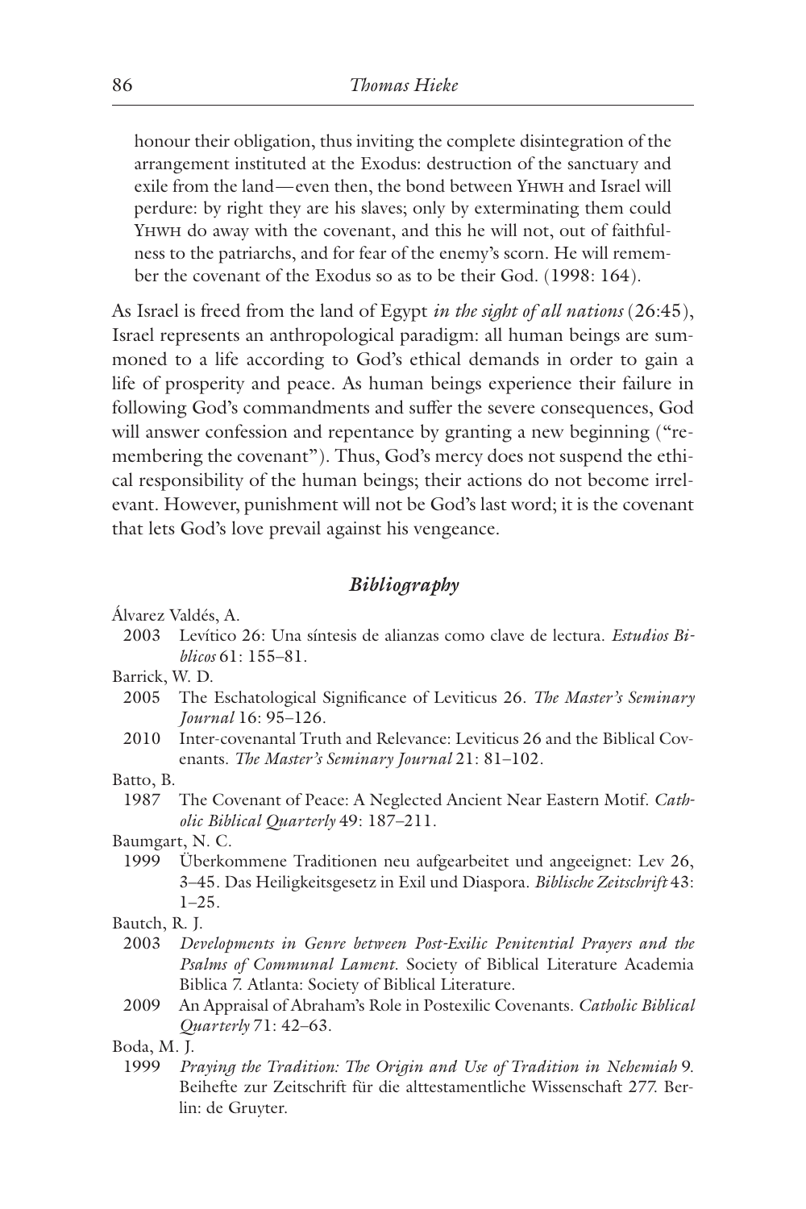honour their obligation, thus inviting the complete disintegration of the arrangement instituted at the Exodus: destruction of the sanctuary and exile from the land—even then, the bond between YHWH and Israel will perdure: by right they are his slaves; only by exterminating them could YHWH do away with the covenant, and this he will not, out of faithfulness to the patriarchs, and for fear of the enemy's scorn. He will remember the covenant of the Exodus so as to be their God. (1998: 164).

As Israel is freed from the land of Egypt *in the sight of all nations* (26:45), Israel represents an anthropological paradigm: all human beings are summoned to a life according to God's ethical demands in order to gain a life of prosperity and peace. As human beings experience their failure in following God's commandments and suffer the severe consequences, God will answer confession and repentance by granting a new beginning ("remembering the covenant"). Thus, God's mercy does not suspend the ethical responsibility of the human beings; their actions do not become irrelevant. However, punishment will not be God's last word; it is the covenant that lets God's love prevail against his vengeance.

### *Bibliography*

Álvarez Valdés, A.

2003 Levítico 26: Una síntesis de alianzas como clave de lectura. *Estudios Bíblicos* 61: 155–81.

Barrick, W. D.

2005 The Eschatological Significance of Leviticus 26. *The Master's Seminary Journal* 16: 95–126.

2010 Inter-covenantal Truth and Relevance: Leviticus 26 and the Biblical Covenants. *The Master's Seminary Journal* 21: 81–102.

Batto, B.

1987 The Covenant of Peace: A Neglected Ancient Near Eastern Motif. *Catholic Biblical Quarterly* 49: 187–211.

Baumgart, N. C.

1999 Überkommene Traditionen neu aufgearbeitet und angeeignet: Lev 26, 3–45. Das Heiligkeitsgesetz in Exil und Diaspora. *Biblische Zeitschrift* 43: 1–25.

Bautch, R. J.

2003 *Developments in Genre between Post-Exilic Penitential Prayers and the Psalms of Communal Lament*. Society of Biblical Literature Academia Biblica 7. Atlanta: Society of Biblical Literature.

2009 An Appraisal of Abraham's Role in Postexilic Covenants. *Catholic Biblical Quarterly* 71: 42–63.

Boda, M. J.

1999 *Praying the Tradition: The Origin and Use of Tradition in Nehemiah 9*. Beihefte zur Zeitschrift für die alttestamentliche Wissenschaft 277. Berlin: de Gruyter.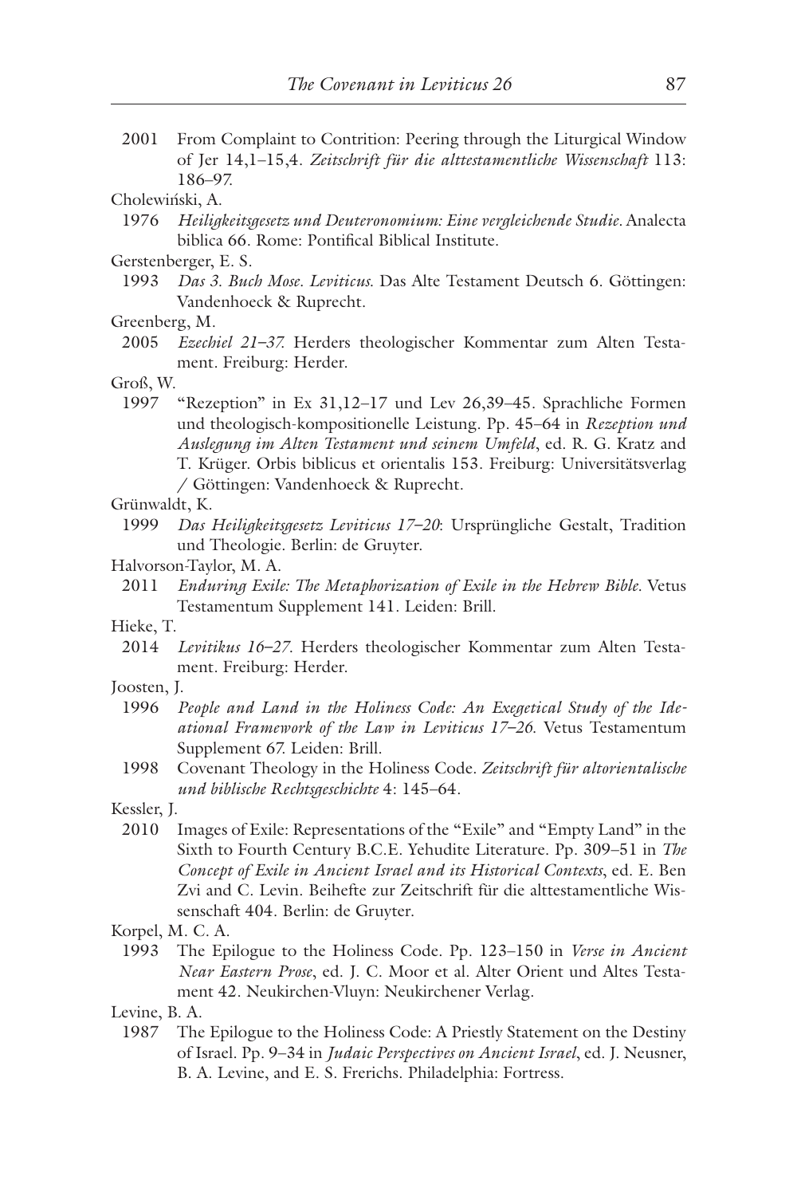2001 From Complaint to Contrition: Peering through the Liturgical Window of Jer 14,1–15,4. *Zeitschrift für die alttestamentliche Wissenschaft* 113: 186–97.

Cholewiński, A.

1976 *Heiligkeitsgesetz und Deuteronomium: Eine vergleichende Studie*. Analecta biblica 66. Rome: Pontifical Biblical Institute.

Gerstenberger, E. S.

1993 *Das 3. Buch Mose. Leviticus*. Das Alte Testament Deutsch 6. Göttingen: Vandenhoeck & Ruprecht.

Greenberg, M.

2005 *Ezechiel 21–37*. Herders theologischer Kommentar zum Alten Testament. Freiburg: Herder.

Groß, W.

1997 "Rezeption" in Ex 31,12–17 und Lev 26,39–45. Sprachliche Formen und theologisch-kompositionelle Leistung. Pp. 45–64 in *Rezeption und Auslegung im Alten Testament und seinem Umfeld*, ed. R. G. Kratz and T. Krüger. Orbis biblicus et orientalis 153. Freiburg: Universitätsverlag / Göttingen: Vandenhoeck & Ruprecht.

Grünwaldt, K.

1999 *Das Heiligkeitsgesetz Leviticus 17–20*: Ursprüngliche Gestalt, Tradition und Theologie. Berlin: de Gruyter.

Halvorson-Taylor, M. A.

2011 *Enduring Exile: The Metaphorization of Exile in the Hebrew Bible*. Vetus Testamentum Supplement 141. Leiden: Brill.

Hieke, T.

2014 *Levitikus 16–27*. Herders theologischer Kommentar zum Alten Testament. Freiburg: Herder.

Joosten, J.

1996 *People and Land in the Holiness Code: An Exegetical Study of the Ideational Framework of the Law in Leviticus 17–26*. Vetus Testamentum Supplement 67. Leiden: Brill.

1998 Covenant Theology in the Holiness Code. *Zeitschrift für altorientalische und biblische Rechtsgeschichte* 4: 145–64.

Kessler, J.

2010 Images of Exile: Representations of the "Exile" and "Empty Land" in the Sixth to Fourth Century B.C.E. Yehudite Literature. Pp. 309–51 in *The Concept of Exile in Ancient Israel and its Historical Contexts*, ed. E. Ben Zvi and C. Levin. Beihefte zur Zeitschrift für die alttestamentliche Wissenschaft 404. Berlin: de Gruyter.

Korpel, M. C. A.

1993 The Epilogue to the Holiness Code. Pp. 123–150 in *Verse in Ancient Near Eastern Prose*, ed. J. C. Moor et al. Alter Orient und Altes Testament 42. Neukirchen-Vluyn: Neukirchener Verlag.

Levine, B. A.

1987 The Epilogue to the Holiness Code: A Priestly Statement on the Destiny of Israel. Pp. 9–34 in *Judaic Perspectives on Ancient Israel*, ed. J. Neusner, B. A. Levine, and E. S. Frerichs. Philadelphia: Fortress.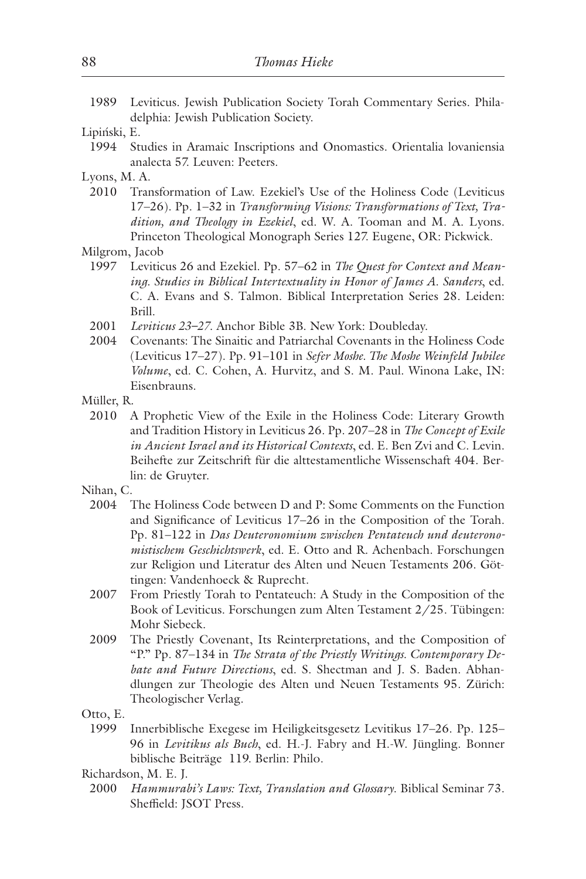1989 Leviticus. Jewish Publication Society Torah Commentary Series. Philadelphia: Jewish Publication Society.

Lipiński, E.

1994 Studies in Aramaic Inscriptions and Onomastics. Orientalia lovaniensia analecta 57. Leuven: Peeters.

Lyons, M. A.

2010 Transformation of Law. Ezekiel's Use of the Holiness Code (Leviticus 17–26). Pp. 1–32 in *Transforming Visions: Transformations of Text, Tradition, and Theology in Ezekiel*, ed. W. A. Tooman and M. A. Lyons. Princeton Theological Monograph Series 127. Eugene, OR: Pickwick.

Milgrom, Jacob

1997 Leviticus 26 and Ezekiel. Pp. 57–62 in *The Quest for Context and Meaning. Studies in Biblical Intertextuality in Honor of James A. Sanders*, ed. C. A. Evans and S. Talmon. Biblical Interpretation Series 28. Leiden: Brill.

2001 *Leviticus 23–27*. Anchor Bible 3B. New York: Doubleday.

2004 Covenants: The Sinaitic and Patriarchal Covenants in the Holiness Code (Leviticus 17–27). Pp. 91–101 in *Sefer Moshe. The Moshe Weinfeld Jubilee Volume*, ed. C. Cohen, A. Hurvitz, and S. M. Paul. Winona Lake, IN: Eisenbrauns.

Müller, R.

2010 A Prophetic View of the Exile in the Holiness Code: Literary Growth and Tradition History in Leviticus 26. Pp. 207–28 in *The Concept of Exile in Ancient Israel and its Historical Contexts*, ed. E. Ben Zvi and C. Levin. Beihefte zur Zeitschrift für die alttestamentliche Wissenschaft 404. Berlin: de Gruyter.

Nihan, C.

2004 The Holiness Code between D and P: Some Comments on the Function and Significance of Leviticus 17–26 in the Composition of the Torah. Pp. 81–122 in *Das Deuteronomium zwischen Pentateuch und deuteronomistischem Geschichtswerk*, ed. E. Otto and R. Achenbach. Forschungen zur Religion und Literatur des Alten und Neuen Testaments 206. Göttingen: Vandenhoeck & Ruprecht.

2007 From Priestly Torah to Pentateuch: A Study in the Composition of the Book of Leviticus. Forschungen zum Alten Testament 2/25. Tübingen: Mohr Siebeck.

2009 The Priestly Covenant, Its Reinterpretations, and the Composition of "P." Pp. 87–134 in *The Strata of the Priestly Writings. Contemporary Debate and Future Directions*, ed. S. Shectman and J. S. Baden. Abhandlungen zur Theologie des Alten und Neuen Testaments 95. Zürich: Theologischer Verlag.

Otto, E.

1999 Innerbiblische Exegese im Heiligkeitsgesetz Levitikus 17–26. Pp. 125–96 in *Levitikus als Buch*, ed. H.-J. Fabry and H.-W. Jüngling. Bonner biblische Beiträge 119. Berlin: Philo.

Richardson, M. E. J.

2000 *Hammurabi's Laws: Text, Translation and Glossary*. Biblical Seminar 73. Sheffield: JSOT Press.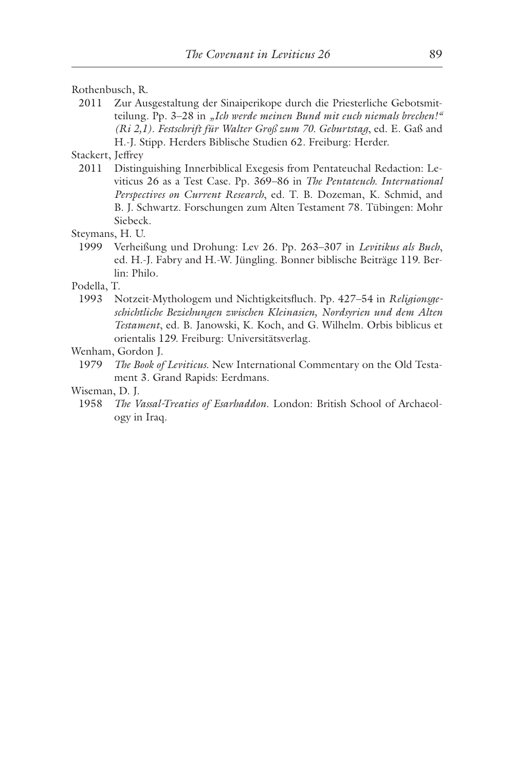Rothenbusch, R.

2011 Zur Ausgestaltung der Sinaiperikope durch die Priesterliche Gebotsmitteilung. Pp. 3–28 in *„Ich werde meinen Bund mit euch niemals brechen!“ (Ri 2,1). Festschrift für Walter Groß zum 70. Geburtstag*, ed. E. Gaß and H.-J. Stipp. Herders Biblische Studien 62. Freiburg: Herder.

Stackert, Jeffrey

2011 Distinguishing Innerbiblical Exegesis from Pentateuchal Redaction: Leviticus 26 as a Test Case. Pp. 369–86 in *The Pentateuch. International Perspectives on Current Research*, ed. T. B. Dozeman, K. Schmid, and B. J. Schwartz. Forschungen zum Alten Testament 78. Tübingen: Mohr Siebeck.

Steymans, H. U.

1999 Verheißung und Drohung: Lev 26. Pp. 263–307 in *Levitikus als Buch*, ed. H.-J. Fabry and H.-W. Jüngling. Bonner biblische Beiträge 119. Berlin: Philo.

Podella, T.

1993 Notzeit-Mythologem und Nichtigkeitsfluch. Pp. 427–54 in *Religionsgeschichtliche Beziehungen zwischen Kleinasien, Nordsyrien und dem Alten Testament*, ed. B. Janowski, K. Koch, and G. Wilhelm. Orbis biblicus et orientalis 129. Freiburg: Universitätsverlag.

Wenham, Gordon J.

1979 *The Book of Leviticus*. New International Commentary on the Old Testament 3. Grand Rapids: Eerdmans.

Wiseman, D. J.

1958 *The Vassal-Treaties of Esarhaddon*. London: British School of Archaeology in Iraq.